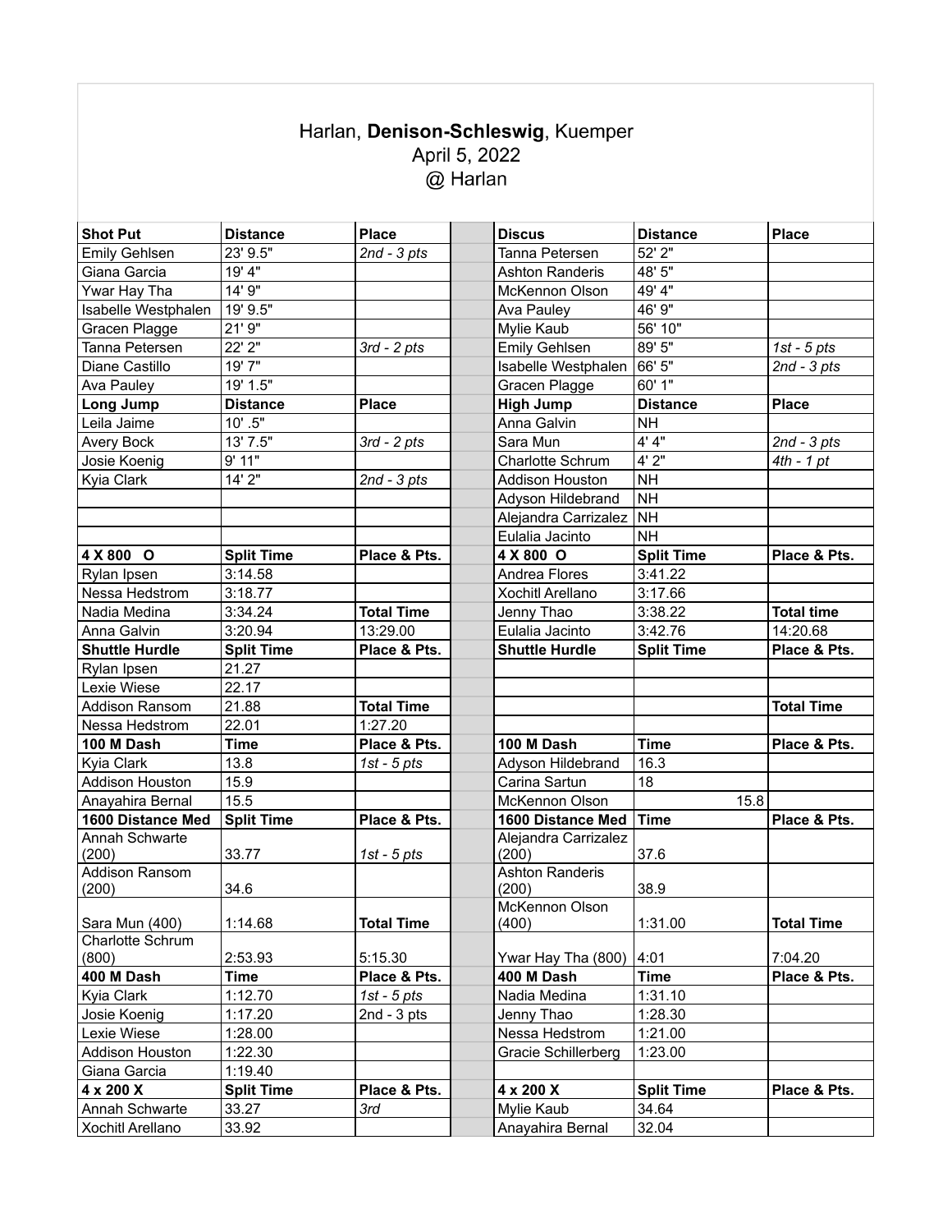# Harlan, **Denison-Schleswig**, Kuemper
April 5, 2022
@ Harlan

| **Shot Put** | **Distance** | **Place** | | **Discus** | **Distance** | **Place** |
|---|---|---|---|---|---|---|
| Emily Gehlsen | 23' 9.5" | *2nd - 3 pts* | | Tanna Petersen | 52' 2" | |
| Giana Garcia | 19' 4" | | | Ashton Randeris | 48' 5" | |
| Ywar Hay Tha | 14' 9" | | | McKennon Olson | 49' 4" | |
| Isabelle Westphalen | 19' 9.5" | | | Ava Pauley | 46' 9" | |
| Gracen Plagge | 21' 9" | | | Mylie Kaub | 56' 10" | |
| Tanna Petersen | 22' 2" | *3rd - 2 pts* | | Emily Gehlsen | 89' 5" | *1st - 5 pts* |
| Diane Castillo | 19' 7" | | | Isabelle Westphalen | 66' 5" | *2nd - 3 pts* |
| Ava Pauley | 19' 1.5" | | | Gracen Plagge | 60' 1" | |
| **Long Jump** | **Distance** | **Place** | | **High Jump** | **Distance** | **Place** |
| Leila Jaime | 10' .5" | | | Anna Galvin | NH | |
| Avery Bock | 13' 7.5" | *3rd - 2 pts* | | Sara Mun | 4' 4" | *2nd - 3 pts* |
| Josie Koenig | 9' 11" | | | Charlotte Schrum | 4' 2" | *4th - 1 pt* |
| Kyia Clark | 14' 2" | *2nd - 3 pts* | | Addison Houston | NH | |
| | | | | Adyson Hildebrand | NH | |
| | | | | Alejandra Carrizalez | NH | |
| | | | | Eulalia Jacinto | NH | |
| **4 X 800 O** | **Split Time** | **Place & Pts.** | | **4 X 800 O** | **Split Time** | **Place & Pts.** |
| Rylan Ipsen | 3:14.58 | | | Andrea Flores | 3:41.22 | |
| Nessa Hedstrom | 3:18.77 | | | Xochitl Arellano | 3:17.66 | |
| Nadia Medina | 3:34.24 | **Total Time** | | Jenny Thao | 3:38.22 | **Total time** |
| Anna Galvin | 3:20.94 | 13:29.00 | | Eulalia Jacinto | 3:42.76 | 14:20.68 |
| **Shuttle Hurdle** | **Split Time** | **Place & Pts.** | | **Shuttle Hurdle** | **Split Time** | **Place & Pts.** |
| Rylan Ipsen | 21.27 | | | | | |
| Lexie Wiese | 22.17 | | | | | |
| Addison Ransom | 21.88 | **Total Time** | | | | **Total Time** |
| Nessa Hedstrom | 22.01 | 1:27.20 | | | | |
| **100 M Dash** | **Time** | **Place & Pts.** | | **100 M Dash** | **Time** | **Place & Pts.** |
| Kyia Clark | 13.8 | *1st - 5 pts* | | Adyson Hildebrand | 16.3 | |
| Addison Houston | 15.9 | | | Carina Sartun | 18 | |
| Anayahira Bernal | 15.5 | | | McKennon Olson | 15.8 | |
| **1600 Distance Med** | **Split Time** | **Place & Pts.** | | **1600 Distance Med** | **Time** | **Place & Pts.** |
| Annah Schwarte (200) | 33.77 | *1st - 5 pts* | | Alejandra Carrizalez (200) | 37.6 | |
| Addison Ransom (200) | 34.6 | | | Ashton Randeris (200) | 38.9 | |
| Sara Mun (400) | 1:14.68 | **Total Time** | | McKennon Olson (400) | 1:31.00 | **Total Time** |
| Charlotte Schrum (800) | 2:53.93 | 5:15.30 | | Ywar Hay Tha (800) | 4:01 | 7:04.20 |
| **400 M Dash** | **Time** | **Place & Pts.** | | **400 M Dash** | **Time** | **Place & Pts.** |
| Kyia Clark | 1:12.70 | *1st - 5 pts* | | Nadia Medina | 1:31.10 | |
| Josie Koenig | 1:17.20 | 2nd - 3 pts | | Jenny Thao | 1:28.30 | |
| Lexie Wiese | 1:28.00 | | | Nessa Hedstrom | 1:21.00 | |
| Addison Houston | 1:22.30 | | | Gracie Schillerberg | 1:23.00 | |
| Giana Garcia | 1:19.40 | | | | | |
| **4 x 200 X** | **Split Time** | **Place & Pts.** | | **4 x 200 X** | **Split Time** | **Place & Pts.** |
| Annah Schwarte | 33.27 | *3rd* | | Mylie Kaub | 34.64 | |
| Xochitl Arellano | 33.92 | | | Anayahira Bernal | 32.04 | |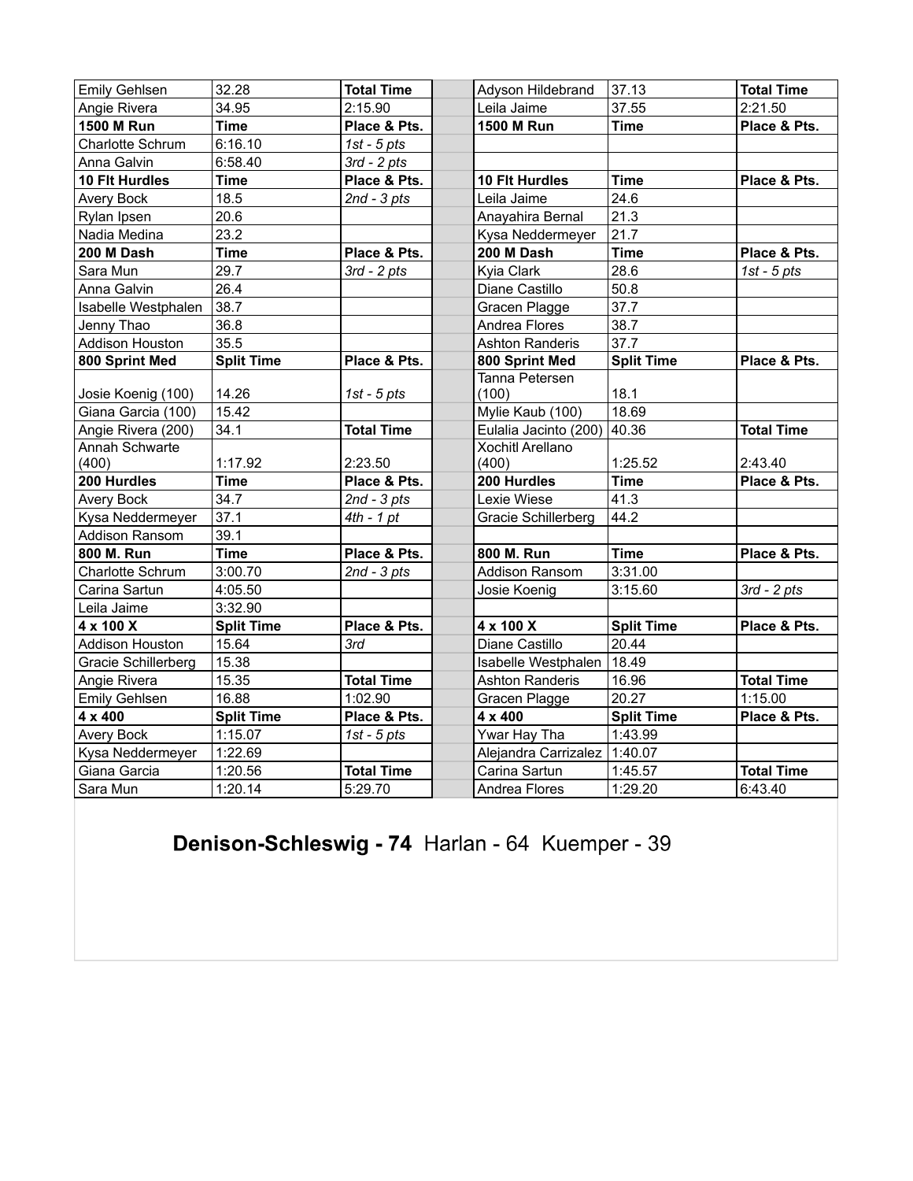| | | | | | | |
|---|---|---|---|---|---|---|
| Emily Gehlsen | 32.28 | **Total Time** | | Adyson Hildebrand | 37.13 | **Total Time** |
| Angie Rivera | 34.95 | 2:15.90 | | Leila Jaime | 37.55 | 2:21.50 |
| **1500 M Run** | **Time** | **Place & Pts.** | | **1500 M Run** | **Time** | **Place & Pts.** |
| Charlotte Schrum | 6:16.10 | *1st - 5 pts* | | | | |
| Anna Galvin | 6:58.40 | *3rd - 2 pts* | | | | |
| **10 Flt Hurdles** | **Time** | **Place & Pts.** | | **10 Flt Hurdles** | **Time** | **Place & Pts.** |
| Avery Bock | 18.5 | *2nd - 3 pts* | | Leila Jaime | 24.6 | |
| Rylan Ipsen | 20.6 | | | Anayahira Bernal | 21.3 | |
| Nadia Medina | 23.2 | | | Kysa Neddermeyer | 21.7 | |
| **200 M Dash** | **Time** | **Place & Pts.** | | **200 M Dash** | **Time** | **Place & Pts.** |
| Sara Mun | 29.7 | *3rd - 2 pts* | | Kyia Clark | 28.6 | *1st - 5 pts* |
| Anna Galvin | 26.4 | | | Diane Castillo | 50.8 | |
| Isabelle Westphalen | 38.7 | | | Gracen Plagge | 37.7 | |
| Jenny Thao | 36.8 | | | Andrea Flores | 38.7 | |
| Addison Houston | 35.5 | | | Ashton Randeris | 37.7 | |
| **800 Sprint Med** | **Split Time** | **Place & Pts.** | | **800 Sprint Med** | **Split Time** | **Place & Pts.** |
| Josie Koenig (100) | 14.26 | *1st - 5 pts* | | Tanna Petersen (100) | 18.1 | |
| Giana Garcia (100) | 15.42 | | | Mylie Kaub (100) | 18.69 | |
| Angie Rivera (200) | 34.1 | **Total Time** | | Eulalia Jacinto (200) | 40.36 | **Total Time** |
| Annah Schwarte (400) | 1:17.92 | 2:23.50 | | Xochitl Arellano (400) | 1:25.52 | 2:43.40 |
| **200 Hurdles** | **Time** | **Place & Pts.** | | **200 Hurdles** | **Time** | **Place & Pts.** |
| Avery Bock | 34.7 | *2nd - 3 pts* | | Lexie Wiese | 41.3 | |
| Kysa Neddermeyer | 37.1 | *4th - 1 pt* | | Gracie Schillerberg | 44.2 | |
| Addison Ransom | 39.1 | | | | | |
| **800 M. Run** | **Time** | **Place & Pts.** | | **800 M. Run** | **Time** | **Place & Pts.** |
| Charlotte Schrum | 3:00.70 | *2nd - 3 pts* | | Addison Ransom | 3:31.00 | |
| Carina Sartun | 4:05.50 | | | Josie Koenig | 3:15.60 | *3rd - 2 pts* |
| Leila Jaime | 3:32.90 | | | | | |
| **4 x 100 X** | **Split Time** | **Place & Pts.** | | **4 x 100 X** | **Split Time** | **Place & Pts.** |
| Addison Houston | 15.64 | *3rd* | | Diane Castillo | 20.44 | |
| Gracie Schillerberg | 15.38 | | | Isabelle Westphalen | 18.49 | |
| Angie Rivera | 15.35 | **Total Time** | | Ashton Randeris | 16.96 | **Total Time** |
| Emily Gehlsen | 16.88 | 1:02.90 | | Gracen Plagge | 20.27 | 1:15.00 |
| **4 x 400** | **Split Time** | **Place & Pts.** | | **4 x 400** | **Split Time** | **Place & Pts.** |
| Avery Bock | 1:15.07 | *1st - 5 pts* | | Ywar Hay Tha | 1:43.99 | |
| Kysa Neddermeyer | 1:22.69 | | | Alejandra Carrizalez | 1:40.07 | |
| Giana Garcia | 1:20.56 | **Total Time** | | Carina Sartun | 1:45.57 | **Total Time** |
| Sara Mun | 1:20.14 | 5:29.70 | | Andrea Flores | 1:29.20 | 6:43.40 |

**Denison-Schleswig - 74** Harlan - 64 Kuemper - 39